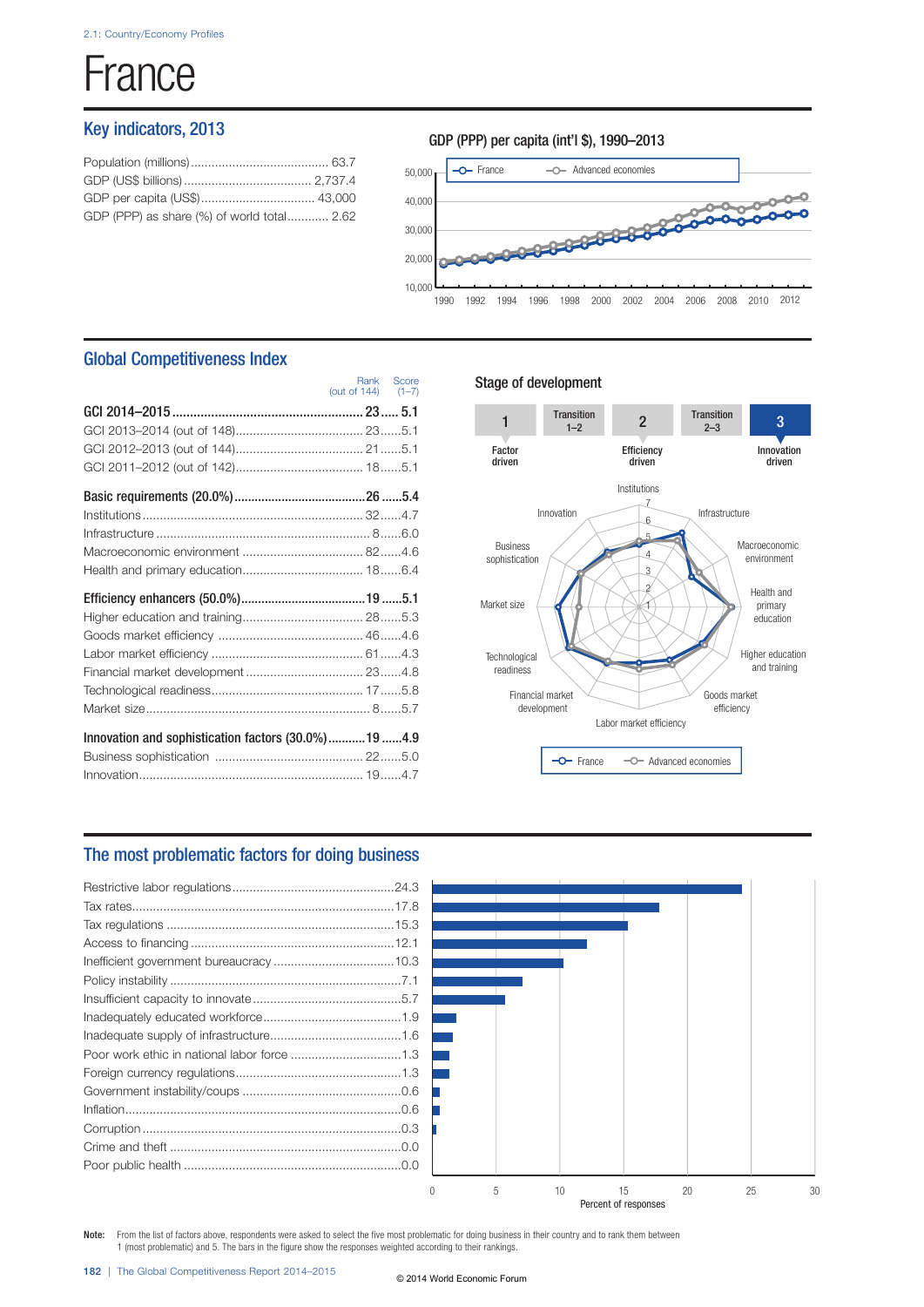# France

## Key indicators, 2013

| Indicator | Value |
|---|---|
| Population (millions) | 63.7 |
| GDP (US$ billions) | 2,737.4 |
| GDP per capita (US$) | 43,000 |
| GDP (PPP) as share (%) of world total | 2.62 |

### GDP (PPP) per capita (int'l $), 1990–2013

France — Advanced economies

## Global Competitiveness Index

| | Rank (out of 144) | Score (1–7) |
|---|---|---|
| **GCI 2014–2015** | **23** | **5.1** |
| GCI 2013–2014 (out of 148) | 23 | 5.1 |
| GCI 2012–2013 (out of 144) | 21 | 5.1 |
| GCI 2011–2012 (out of 142) | 18 | 5.1 |
| **Basic requirements (20.0%)** | **26** | **5.4** |
| Institutions | 32 | 4.7 |
| Infrastructure | 8 | 6.0 |
| Macroeconomic environment | 82 | 4.6 |
| Health and primary education | 18 | 6.4 |
| **Efficiency enhancers (50.0%)** | **19** | **5.1** |
| Higher education and training | 28 | 5.3 |
| Goods market efficiency | 46 | 4.6 |
| Labor market efficiency | 61 | 4.3 |
| Financial market development | 23 | 4.8 |
| Technological readiness | 17 | 5.8 |
| Market size | 8 | 5.7 |
| **Innovation and sophistication factors (30.0%)** | **19** | **4.9** |
| Business sophistication | 22 | 5.0 |
| Innovation | 19 | 4.7 |

### Stage of development

1 Factor driven — Transition 1–2 — 2 Efficiency driven — Transition 2–3 — **3 Innovation driven**

France — Advanced economies

## The most problematic factors for doing business

| Factor | Percent of responses |
|---|---|
| Restrictive labor regulations | 24.3 |
| Tax rates | 17.8 |
| Tax regulations | 15.3 |
| Access to financing | 12.1 |
| Inefficient government bureaucracy | 10.3 |
| Policy instability | 7.1 |
| Insufficient capacity to innovate | 5.7 |
| Inadequately educated workforce | 1.9 |
| Inadequate supply of infrastructure | 1.6 |
| Poor work ethic in national labor force | 1.3 |
| Foreign currency regulations | 1.3 |
| Government instability/coups | 0.6 |
| Inflation | 0.6 |
| Corruption | 0.3 |
| Crime and theft | 0.0 |
| Poor public health | 0.0 |

**Note:** From the list of factors above, respondents were asked to select the five most problematic for doing business in their country and to rank them between 1 (most problematic) and 5. The bars in the figure show the responses weighted according to their rankings.

© 2014 World Economic Forum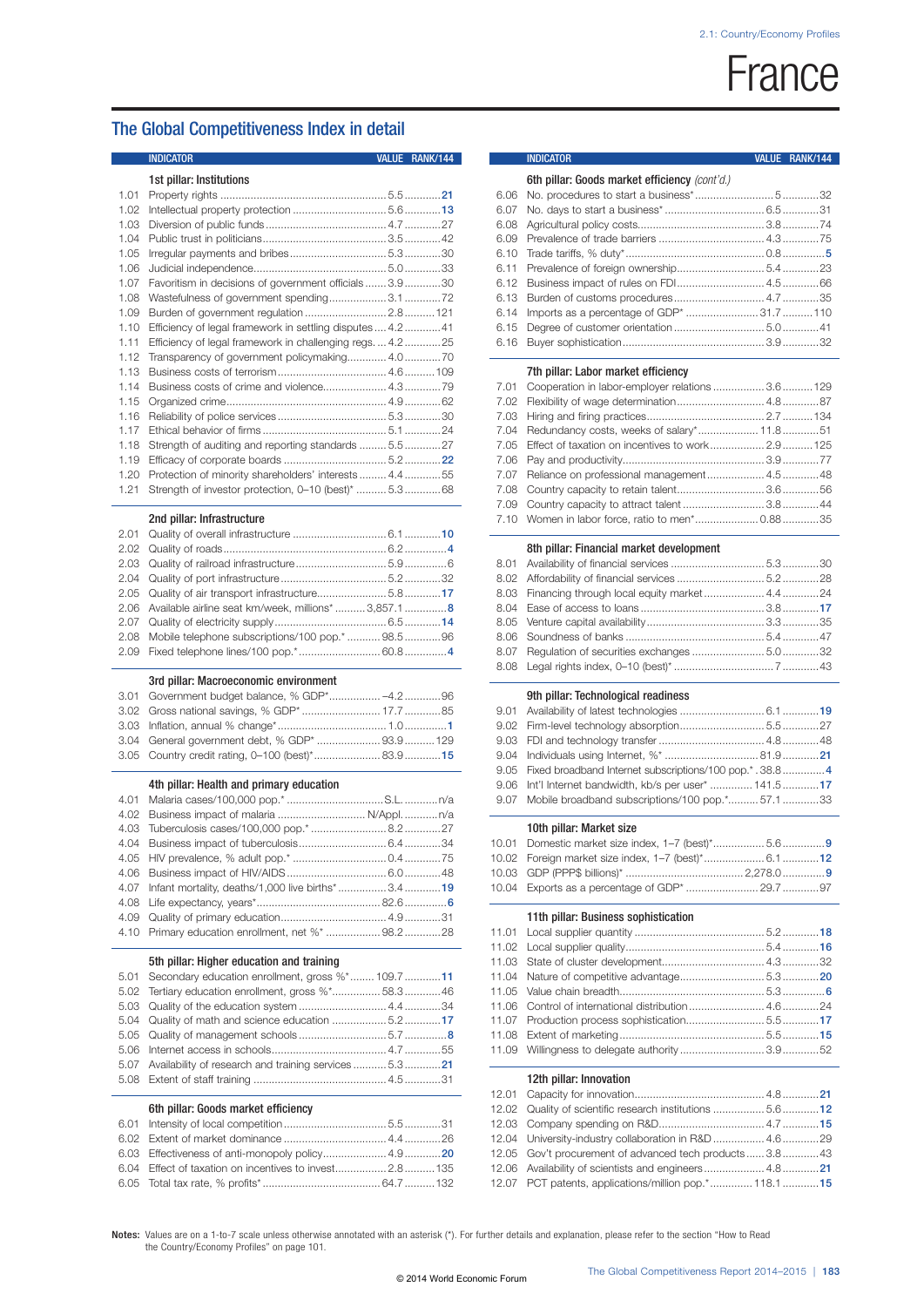# France

## The Global Competitiveness Index in detail

| | INDICATOR | VALUE | RANK/144 |
|---|---|---|---|
| | **1st pillar: Institutions** | | |
| 1.01 | Property rights | 5.5 | **21** |
| 1.02 | Intellectual property protection | 5.6 | **13** |
| 1.03 | Diversion of public funds | 4.7 | 27 |
| 1.04 | Public trust in politicians | 3.5 | 42 |
| 1.05 | Irregular payments and bribes | 5.3 | 30 |
| 1.06 | Judicial independence | 5.0 | 33 |
| 1.07 | Favoritism in decisions of government officials | 3.9 | 30 |
| 1.08 | Wastefulness of government spending | 3.1 | 72 |
| 1.09 | Burden of government regulation | 2.8 | 121 |
| 1.10 | Efficiency of legal framework in settling disputes | 4.2 | 41 |
| 1.11 | Efficiency of legal framework in challenging regs. | 4.2 | 25 |
| 1.12 | Transparency of government policymaking | 4.0 | 70 |
| 1.13 | Business costs of terrorism | 4.6 | 109 |
| 1.14 | Business costs of crime and violence | 4.3 | 79 |
| 1.15 | Organized crime | 4.9 | 62 |
| 1.16 | Reliability of police services | 5.3 | 30 |
| 1.17 | Ethical behavior of firms | 5.1 | 24 |
| 1.18 | Strength of auditing and reporting standards | 5.5 | 27 |
| 1.19 | Efficacy of corporate boards | 5.2 | **22** |
| 1.20 | Protection of minority shareholders' interests | 4.4 | 55 |
| 1.21 | Strength of investor protection, 0–10 (best)* | 5.3 | 68 |
| | **2nd pillar: Infrastructure** | | |
| 2.01 | Quality of overall infrastructure | 6.1 | **10** |
| 2.02 | Quality of roads | 6.2 | **4** |
| 2.03 | Quality of railroad infrastructure | 5.9 | **6** |
| 2.04 | Quality of port infrastructure | 5.2 | 32 |
| 2.05 | Quality of air transport infrastructure | 5.8 | **17** |
| 2.06 | Available airline seat km/week, millions* | 3,857.1 | **8** |
| 2.07 | Quality of electricity supply | 6.5 | **14** |
| 2.08 | Mobile telephone subscriptions/100 pop.* | 98.5 | 96 |
| 2.09 | Fixed telephone lines/100 pop.* | 60.8 | **4** |
| | **3rd pillar: Macroeconomic environment** | | |
| 3.01 | Government budget balance, % GDP* | –4.2 | 96 |
| 3.02 | Gross national savings, % GDP* | 17.7 | 85 |
| 3.03 | Inflation, annual % change* | 1.0 | **1** |
| 3.04 | General government debt, % GDP* | 93.9 | 129 |
| 3.05 | Country credit rating, 0–100 (best)* | 83.9 | **15** |
| | **4th pillar: Health and primary education** | | |
| 4.01 | Malaria cases/100,000 pop.* | S.L. | n/a |
| 4.02 | Business impact of malaria | N/Appl. | n/a |
| 4.03 | Tuberculosis cases/100,000 pop.* | 8.2 | 27 |
| 4.04 | Business impact of tuberculosis | 6.4 | 34 |
| 4.05 | HIV prevalence, % adult pop.* | 0.4 | 75 |
| 4.06 | Business impact of HIV/AIDS | 6.0 | 48 |
| 4.07 | Infant mortality, deaths/1,000 live births* | 3.4 | **19** |
| 4.08 | Life expectancy, years* | 82.6 | **6** |
| 4.09 | Quality of primary education | 4.9 | 31 |
| 4.10 | Primary education enrollment, net %* | 98.2 | 28 |
| | **5th pillar: Higher education and training** | | |
| 5.01 | Secondary education enrollment, gross %* | 109.7 | **11** |
| 5.02 | Tertiary education enrollment, gross %* | 58.3 | 46 |
| 5.03 | Quality of the education system | 4.4 | 34 |
| 5.04 | Quality of math and science education | 5.2 | **17** |
| 5.05 | Quality of management schools | 5.7 | **8** |
| 5.06 | Internet access in schools | 4.7 | 55 |
| 5.07 | Availability of research and training services | 5.3 | **21** |
| 5.08 | Extent of staff training | 4.5 | 31 |
| | **6th pillar: Goods market efficiency** | | |
| 6.01 | Intensity of local competition | 5.5 | 31 |
| 6.02 | Extent of market dominance | 4.4 | 26 |
| 6.03 | Effectiveness of anti-monopoly policy | 4.9 | **20** |
| 6.04 | Effect of taxation on incentives to invest | 2.8 | 135 |
| 6.05 | Total tax rate, % profits* | 64.7 | 132 |

| | INDICATOR | VALUE | RANK/144 |
|---|---|---|---|
| | **6th pillar: Goods market efficiency** *(cont'd.)* | | |
| 6.06 | No. procedures to start a business* | 5 | 32 |
| 6.07 | No. days to start a business* | 6.5 | 31 |
| 6.08 | Agricultural policy costs | 3.8 | 74 |
| 6.09 | Prevalence of trade barriers | 4.3 | 75 |
| 6.10 | Trade tariffs, % duty* | 0.8 | **5** |
| 6.11 | Prevalence of foreign ownership | 5.4 | 23 |
| 6.12 | Business impact of rules on FDI | 4.5 | 66 |
| 6.13 | Burden of customs procedures | 4.7 | 35 |
| 6.14 | Imports as a percentage of GDP* | 31.7 | 110 |
| 6.15 | Degree of customer orientation | 5.0 | 41 |
| 6.16 | Buyer sophistication | 3.9 | 32 |
| | **7th pillar: Labor market efficiency** | | |
| 7.01 | Cooperation in labor-employer relations | 3.6 | 129 |
| 7.02 | Flexibility of wage determination | 4.8 | 87 |
| 7.03 | Hiring and firing practices | 2.7 | 134 |
| 7.04 | Redundancy costs, weeks of salary* | 11.8 | 51 |
| 7.05 | Effect of taxation on incentives to work | 2.9 | 125 |
| 7.06 | Pay and productivity | 3.9 | 77 |
| 7.07 | Reliance on professional management | 4.5 | 48 |
| 7.08 | Country capacity to retain talent | 3.6 | 56 |
| 7.09 | Country capacity to attract talent | 3.8 | 44 |
| 7.10 | Women in labor force, ratio to men* | 0.88 | 35 |
| | **8th pillar: Financial market development** | | |
| 8.01 | Availability of financial services | 5.3 | 30 |
| 8.02 | Affordability of financial services | 5.2 | 28 |
| 8.03 | Financing through local equity market | 4.4 | 24 |
| 8.04 | Ease of access to loans | 3.8 | **17** |
| 8.05 | Venture capital availability | 3.3 | 35 |
| 8.06 | Soundness of banks | 5.4 | 47 |
| 8.07 | Regulation of securities exchanges | 5.0 | 32 |
| 8.08 | Legal rights index, 0–10 (best)* | 7 | 43 |
| | **9th pillar: Technological readiness** | | |
| 9.01 | Availability of latest technologies | 6.1 | **19** |
| 9.02 | Firm-level technology absorption | 5.5 | 27 |
| 9.03 | FDI and technology transfer | 4.8 | 48 |
| 9.04 | Individuals using Internet, %* | 81.9 | **21** |
| 9.05 | Fixed broadband Internet subscriptions/100 pop.* | 38.8 | **4** |
| 9.06 | Int'l Internet bandwidth, kb/s per user* | 141.5 | **17** |
| 9.07 | Mobile broadband subscriptions/100 pop.* | 57.1 | 33 |
| | **10th pillar: Market size** | | |
| 10.01 | Domestic market size index, 1–7 (best)* | 5.6 | **9** |
| 10.02 | Foreign market size index, 1–7 (best)* | 6.1 | **12** |
| 10.03 | GDP (PPP$ billions)* | 2,278.0 | **9** |
| 10.04 | Exports as a percentage of GDP* | 29.7 | 97 |
| | **11th pillar: Business sophistication** | | |
| 11.01 | Local supplier quantity | 5.2 | **18** |
| 11.02 | Local supplier quality | 5.4 | **16** |
| 11.03 | State of cluster development | 4.3 | 32 |
| 11.04 | Nature of competitive advantage | 5.3 | **20** |
| 11.05 | Value chain breadth | 5.3 | **6** |
| 11.06 | Control of international distribution | 4.6 | 24 |
| 11.07 | Production process sophistication | 5.5 | **17** |
| 11.08 | Extent of marketing | 5.5 | **15** |
| 11.09 | Willingness to delegate authority | 3.9 | 52 |
| | **12th pillar: Innovation** | | |
| 12.01 | Capacity for innovation | 4.8 | **21** |
| 12.02 | Quality of scientific research institutions | 5.6 | **12** |
| 12.03 | Company spending on R&D | 4.7 | **15** |
| 12.04 | University-industry collaboration in R&D | 4.6 | 29 |
| 12.05 | Gov't procurement of advanced tech products | 3.8 | 43 |
| 12.06 | Availability of scientists and engineers | 4.8 | **21** |
| 12.07 | PCT patents, applications/million pop.* | 118.1 | **15** |

**Notes:** Values are on a 1-to-7 scale unless otherwise annotated with an asterisk (*). For further details and explanation, please refer to the section "How to Read the Country/Economy Profiles" on page 101.

© 2014 World Economic Forum